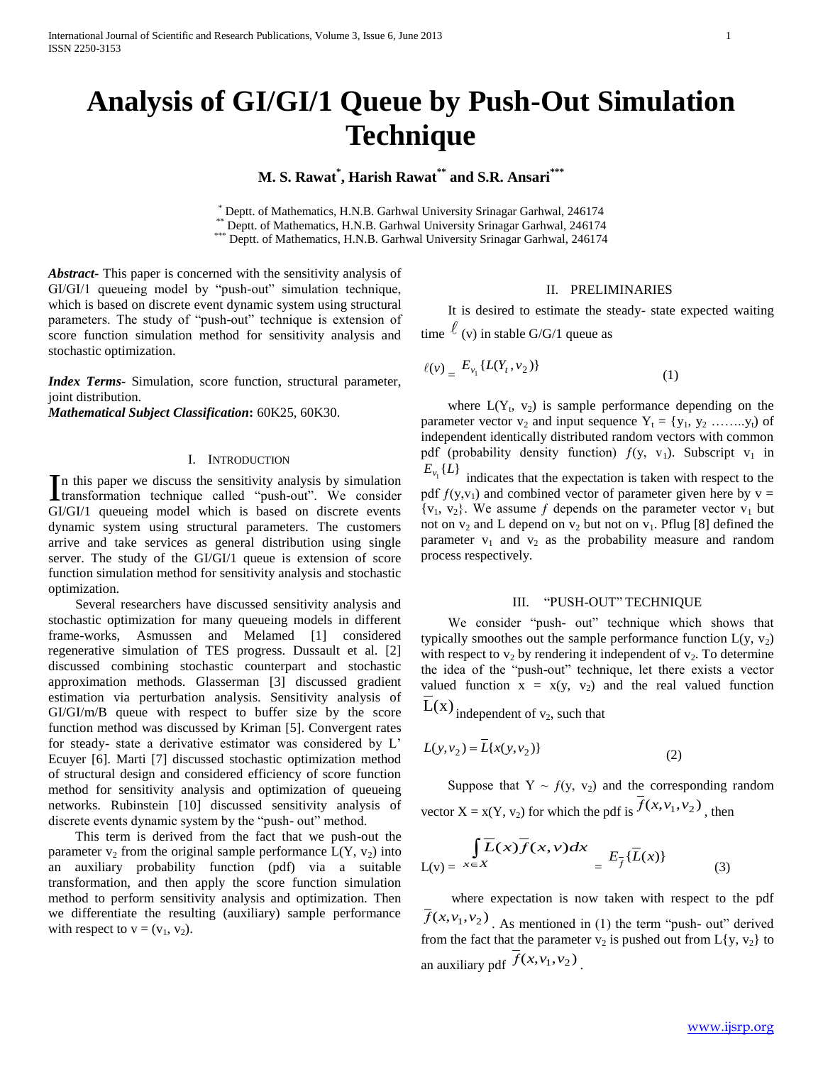# Analysis of GI/GI/1 Queue by Push-Out Simulation Technique

**M. S. Rawat[*], Harish Rawat[**] and S.R. Ansari[***]**

[*] Deptt. of Mathematics, H.N.B. Garhwal University Srinagar Garhwal, 246174
[**] Deptt. of Mathematics, H.N.B. Garhwal University Srinagar Garhwal, 246174
[***] Deptt. of Mathematics, H.N.B. Garhwal University Srinagar Garhwal, 246174

***Abstract***- This paper is concerned with the sensitivity analysis of GI/GI/1 queueing model by "push-out" simulation technique, which is based on discrete event dynamic system using structural parameters. The study of "push-out" technique is extension of score function simulation method for sensitivity analysis and stochastic optimization.

***Index Terms***- Simulation, score function, structural parameter, joint distribution.
***Mathematical Subject Classification*****:** 60K25, 60K30.

## I. Introduction

In this paper we discuss the sensitivity analysis by simulation transformation technique called "push-out". We consider GI/GI/1 queueing model which is based on discrete events dynamic system using structural parameters. The customers arrive and take services as general distribution using single server. The study of the GI/GI/1 queue is extension of score function simulation method for sensitivity analysis and stochastic optimization.

Several researchers have discussed sensitivity analysis and stochastic optimization for many queueing models in different frame-works, Asmussen and Melamed [1] considered regenerative simulation of TES progress. Dussault et al. [2] discussed combining stochastic counterpart and stochastic approximation methods. Glasserman [3] discussed gradient estimation via perturbation analysis. Sensitivity analysis of GI/GI/m/B queue with respect to buffer size by the score function method was discussed by Kriman [5]. Convergent rates for steady- state a derivative estimator was considered by L' Ecuyer [6]. Marti [7] discussed stochastic optimization method of structural design and considered efficiency of score function method for sensitivity analysis and optimization of queueing networks. Rubinstein [10] discussed sensitivity analysis of discrete events dynamic system by the "push- out" method.

This term is derived from the fact that we push-out the parameter $v_2$ from the original sample performance $L(Y, v_2)$ into an auxiliary probability function (pdf) via a suitable transformation, and then apply the score function simulation method to perform sensitivity analysis and optimization. Then we differentiate the resulting (auxiliary) sample performance with respect to $v = (v_1, v_2)$.

## II. Preliminaries

It is desired to estimate the steady- state expected waiting time $\ell$ (v) in stable G/G/1 queue as

$$\ell(v) = E_{v_1}\{L(Y_t, v_2)\} \tag{1}$$

where $L(Y_t, v_2)$ is sample performance depending on the parameter vector $v_2$ and input sequence $Y_t = \{y_1, y_2 \ldots\ldots y_t\}$ of independent identically distributed random vectors with common pdf (probability density function) $f(y, v_1)$. Subscript $v_1$ in $E_{v_1}\{L\}$ indicates that the expectation is taken with respect to the pdf $f(y,v_1)$ and combined vector of parameter given here by $v = \{v_1, v_2\}$. We assume $f$ depends on the parameter vector $v_1$ but not on $v_2$ and L depend on $v_2$ but not on $v_1$. Pflug [8] defined the parameter $v_1$ and $v_2$ as the probability measure and random process respectively.

## III. "Push-Out" Technique

We consider "push- out" technique which shows that typically smoothes out the sample performance function $L(y, v_2)$ with respect to $v_2$ by rendering it independent of $v_2$. To determine the idea of the "push-out" technique, let there exists a vector valued function $x = x(y, v_2)$ and the real valued function $\overline{L}(x)$ independent of $v_2$, such that

$$L(y, v_2) = \overline{L}\{x(y, v_2)\} \tag{2}$$

Suppose that $Y \sim f(y, v_2)$ and the corresponding random vector $X = x(Y, v_2)$ for which the pdf is $\overline{f}(x, v_1, v_2)$, then

$$L(v) = \int_{x \in X} \overline{L}(x)\overline{f}(x, v)dx = E_{\overline{f}}\{\overline{L}(x)\} \tag{3}$$

where expectation is now taken with respect to the pdf $\overline{f}(x, v_1, v_2)$. As mentioned in (1) the term "push- out" derived from the fact that the parameter $v_2$ is pushed out from $L\{y, v_2\}$ to an auxiliary pdf $\overline{f}(x, v_1, v_2)$.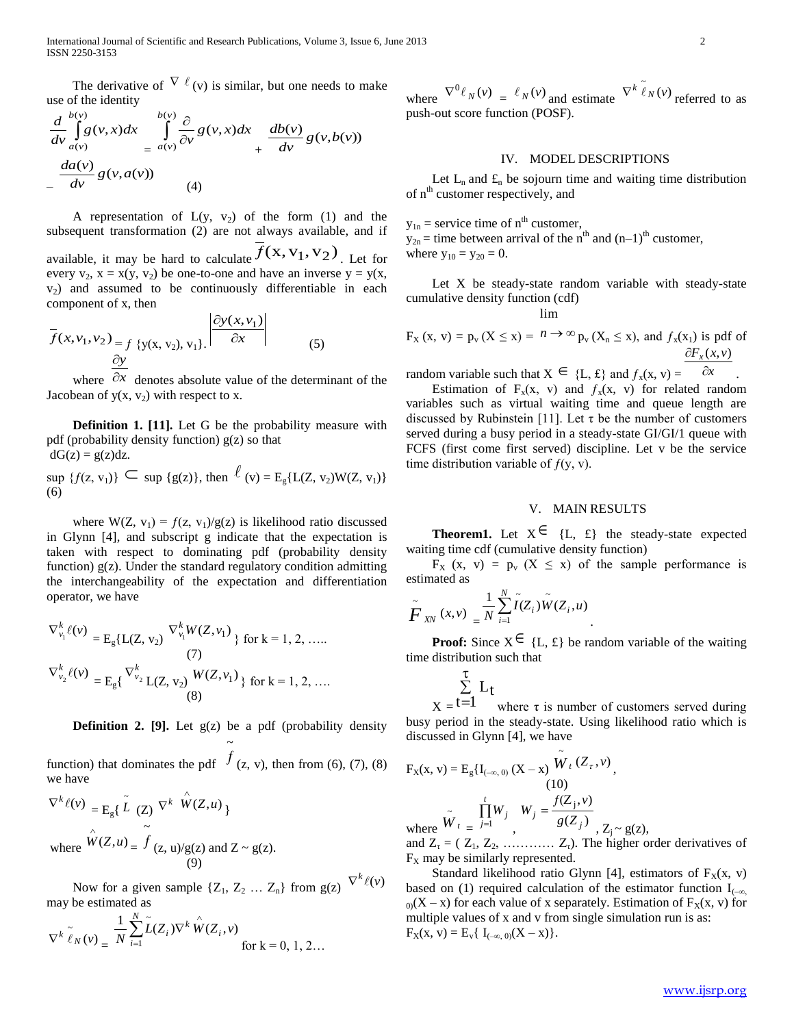The derivative of $\nabla \ell(v)$ is similar, but one needs to make use of the identity

$$\frac{d}{dv}\int_{a(v)}^{b(v)} g(v,x)dx = \int_{a(v)}^{b(v)} \frac{\partial}{\partial v} g(v,x)dx + \frac{db(v)}{dv} g(v,b(v)) - \frac{da(v)}{dv} g(v,a(v)) \quad (4)$$

A representation of $L(y, v_2)$ of the form (1) and the subsequent transformation (2) are not always available, and if available, it may be hard to calculate $\overline{f}(x, v_1, v_2)$. Let for every $v_2$, $x = x(y, v_2)$ be one-to-one and have an inverse $y = y(x, v_2)$ and assumed to be continuously differentiable in each component of x, then

$$\overline{f}(x, v_1, v_2) = f\,\{y(x, v_2), v_1\}.\left|\frac{\partial y(x, v_1)}{\partial x}\right| \quad (5)$$

where $\frac{\partial y}{\partial x}$ denotes absolute value of the determinant of the Jacobean of $y(x, v_2)$ with respect to x.

**Definition 1. [11].** Let G be the probability measure with pdf (probability density function) g(z) so that $dG(z) = g(z)dz$.

$\sup \{f(z, v_1)\} \subset \sup \{g(z)\}$, then $\ell(v) = E_g\{L(Z, v_2)W(Z, v_1)\}$ (6)

where $W(Z, v_1) = f(z, v_1)/g(z)$ is likelihood ratio discussed in Glynn [4], and subscript g indicate that the expectation is taken with respect to dominating pdf (probability density function) g(z). Under the standard regulatory condition admitting the interchangeability of the expectation and differentiation operator, we have

$$\nabla_{v_1}^k \ell(v) = E_g\{L(Z, v_2)\, \nabla_{v_1}^k W(Z, v_1)\} \text{ for } k = 1, 2, \ldots \quad (7)$$

$$\nabla_{v_2}^k \ell(v) = E_g\{\nabla_{v_2}^k L(Z, v_2)\, W(Z, v_1)\} \text{ for } k = 1, 2, \ldots \quad (8)$$

**Definition 2. [9].** Let g(z) be a pdf (probability density function) that dominates the pdf $\tilde{f}(z, v)$, then from (6), (7), (8) we have

$$\nabla^k \ell(v) = E_g\{\tilde{L}(Z)\, \nabla^k \hat{W}(Z,u)\}$$

where $\hat{W}(Z,u) = \tilde{f}(z, u)/g(z)$ and $Z \sim g(z)$. (9)

Now for a given sample $\{Z_1, Z_2 \ldots Z_n\}$ from g(z) $\nabla^k \ell(v)$ may be estimated as

$$\nabla^k \tilde{\ell}_N(v) = \frac{1}{N}\sum_{i=1}^{N} \tilde{L}(Z_i)\nabla^k \hat{W}(Z_i, v) \quad \text{for } k = 0, 1, 2\ldots$$

where $\nabla^0 \ell_N(v) = \ell_N(v)$ and estimate $\nabla^k \tilde{\ell}_N(v)$ referred to as push-out score function (POSF).

## IV. MODEL DESCRIPTIONS

Let $L_n$ and $£_n$ be sojourn time and waiting time distribution of $n^{th}$ customer respectively, and

$y_{1n}$ = service time of $n^{th}$ customer,
$y_{2n}$ = time between arrival of the $n^{th}$ and $(n-1)^{th}$ customer,
where $y_{10} = y_{20} = 0$.

Let X be steady-state random variable with steady-state cumulative density function (cdf)

$F_X(x, v) = p_v(X \leq x) = \lim_{n \to \infty} p_v(X_n \leq x)$, and $f_x(x_1)$ is pdf of random variable such that $X \in \{L, £\}$ and $f_x(x, v) = \frac{\partial F_x(x,v)}{\partial x}$.

Estimation of $F_x(x, v)$ and $f_x(x, v)$ for related random variables such as virtual waiting time and queue length are discussed by Rubinstein [11]. Let τ be the number of customers served during a busy period in a steady-state GI/GI/1 queue with FCFS (first come first served) discipline. Let v be the service time distribution variable of $f(y, v)$.

## V. MAIN RESULTS

**Theorem1.** Let $X \in \{L, £\}$ the steady-state expected waiting time cdf (cumulative density function)

$F_X(x, v) = p_v(X \leq x)$ of the sample performance is estimated as

$$\tilde{F}_{XN}(x,v) = \frac{1}{N}\sum_{i=1}^{N} \tilde{I}(Z_i)\tilde{W}(Z_i, u).$$

**Proof:** Since $X \in \{L, £\}$ be random variable of the waiting time distribution such that

$X = \sum_{t=1}^{\tau} L_t$ where τ is number of customers served during busy period in the steady-state. Using likelihood ratio which is discussed in Glynn [4], we have

$$F_X(x, v) = E_g\{I_{(-\infty, 0)}(X - x)\, \tilde{W}_t(Z_\tau, v), \quad (10)$$

where $\tilde{W}_t = \prod_{j=1}^{t} W_j$, $W_j = \frac{f(Z_j, v)}{g(Z_j)}$, $Z_j \sim g(z)$,

and $Z_\tau = (Z_1, Z_2, \ldots\ldots\ldots\ldots Z_\tau)$. The higher order derivatives of $F_X$ may be similarly represented.

Standard likelihood ratio Glynn [4], estimators of $F_X(x, v)$ based on (1) required calculation of the estimator function $I_{(-\infty, 0)}(X - x)$ for each value of x separately. Estimation of $F_X(x, v)$ for multiple values of x and v from single simulation run is as:
$F_X(x, v) = E_v\{I_{(-\infty, 0)}(X - x)\}$.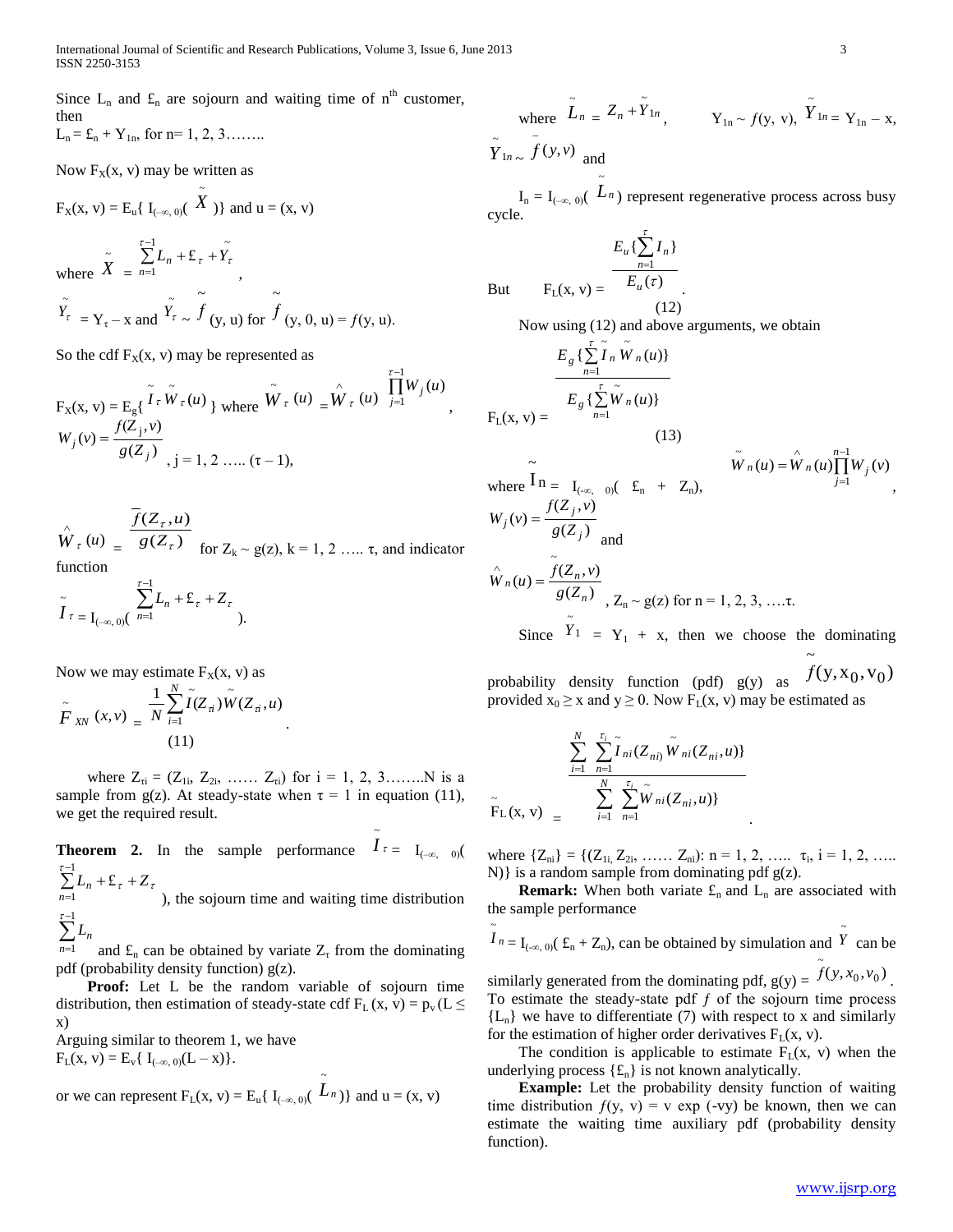Since $L_n$ and $£_n$ are sojourn and waiting time of $n^{th}$ customer, then

$L_n = £_n + Y_{1n}$, for n= 1, 2, 3……..

Now $F_X(x, v)$ may be written as

$F_X(x, v) = E_u\{ I_{(-\infty, 0)}(\tilde{X})\}$ and u = (x, v)

where $\tilde{X} = \sum_{n=1}^{\tau-1} L_n + £_\tau + \tilde{Y}_\tau$,

$\tilde{Y}_\tau = Y_\tau - x$ and $\tilde{Y}_\tau \sim \tilde{f}(y, u)$ for $\tilde{f}(y, 0, u) = f(y, u)$.

So the cdf $F_X(x, v)$ may be represented as

$F_X(x, v) = E_g\{\tilde{I}_\tau \tilde{W}_\tau(u)\}$ where $\tilde{W}_\tau(u) = \hat{W}_\tau(u) \prod_{j=1}^{\tau-1} W_j(u)$,

$W_j(v) = \dfrac{f(Z_j, v)}{g(Z_j)}$, j = 1, 2 ….. (τ – 1),

$\hat{W}_\tau(u) = \dfrac{\overline{f}(Z_\tau, u)}{g(Z_\tau)}$ for $Z_k \sim g(z)$, k = 1, 2 ….. τ, and indicator function

$\tilde{I}_\tau = I_{(-\infty, 0)}(\sum_{n=1}^{\tau-1} L_n + £_\tau + Z_\tau)$.

Now we may estimate $F_X(x, v)$ as

$$\tilde{F}_{XN}(x, v) = \frac{1}{N}\sum_{i=1}^{N} \tilde{I}(Z_{\tau i})\tilde{W}(Z_{\tau i}, u) \quad (11)$$

where $Z_{\tau i} = (Z_{1i}, Z_{2i}, \ldots\ldots Z_{\tau i})$ for i = 1, 2, 3……..N is a sample from g(z). At steady-state when τ = 1 in equation (11), we get the required result.

**Theorem 2.** In the sample performance $\tilde{I}_\tau = I_{(-\infty, 0)}(\sum_{n=1}^{\tau-1} L_n + £_\tau + Z_\tau)$, the sojourn time and waiting time distribution $\sum_{n=1}^{\tau-1} L_n$ and $£_n$ can be obtained by variate $Z_\tau$ from the dominating pdf (probability density function) g(z).

**Proof:** Let L be the random variable of sojourn time distribution, then estimation of steady-state cdf $F_L(x, v) = p_v(L \leq x)$

Arguing similar to theorem 1, we have

$F_L(x, v) = E_v\{ I_{(-\infty, 0)}(L - x)\}$.

or we can represent $F_L(x, v) = E_u\{ I_{(-\infty, 0)}(\tilde{L}_n)\}$ and u = (x, v)

where $\tilde{L}_n = Z_n + \tilde{Y}_{1n}$, $\quad Y_{1n} \sim f(y, v)$, $\tilde{Y}_{1n} = Y_{1n} - x$, $\tilde{Y}_{1n} \sim \overline{f}(y,v)$ and

$I_n = I_{(-\infty, 0)}(\tilde{L}_n)$ represent regenerative process across busy cycle.

But
$$F_L(x, v) = \frac{E_u\{\sum_{n=1}^{\tau} I_n\}}{E_u(\tau)} \quad (12)$$

Now using (12) and above arguments, we obtain

$$F_L(x, v) = \frac{E_g\{\sum_{n=1}^{\tau} \tilde{I}_n \tilde{W}_n(u)\}}{E_g\{\sum_{n=1}^{\tau} \tilde{W}_n(u)\}} \quad (13)$$

where $\tilde{I}_n = I_{(-\infty, 0)}(£_n + Z_n)$, $\quad \tilde{W}_n(u) = \hat{W}_n(u)\prod_{j=1}^{n-1} W_j(v)$,

$W_j(v) = \dfrac{f(Z_j, v)}{g(Z_j)}$ and

$\hat{W}_n(u) = \dfrac{\tilde{f}(Z_n, v)}{g(Z_n)}$, $Z_n \sim g(z)$ for n = 1, 2, 3, ….τ.

Since $\tilde{Y}_1 = Y_1 + x$, then we choose the dominating probability density function (pdf) g(y) as $\tilde{f}(y, x_0, v_0)$ provided $x_0 \geq x$ and $y \geq 0$. Now $F_L(x, v)$ may be estimated as

$$\tilde{F}_L(x, v) = \frac{\sum_{i=1}^{N} \sum_{n=1}^{\tau_i} \tilde{I}_{ni}(Z_{ni}) \tilde{W}_{ni}(Z_{ni}, u)\}}{\sum_{i=1}^{N} \sum_{n=1}^{\tau_i} \tilde{W}_{ni}(Z_{ni}, u)\}}.$$

where $\{Z_{ni}\} = \{(Z_{1i}, Z_{2i}, \ldots\ldots Z_{ni})$: n = 1, 2, ….. $\tau_i$, i = 1, 2, ….. N)} is a random sample from dominating pdf g(z).

**Remark:** When both variate $£_n$ and $L_n$ are associated with the sample performance

$\tilde{I}_n = I_{(-\infty, 0)}(£_n + Z_n)$, can be obtained by simulation and $\tilde{Y}$ can be similarly generated from the dominating pdf, $g(y) = \tilde{f}(y, x_0, v_0)$. To estimate the steady-state pdf $f$ of the sojourn time process $\{L_n\}$ we have to differentiate (7) with respect to x and similarly for the estimation of higher order derivatives $F_L(x, v)$.

The condition is applicable to estimate $F_L(x, v)$ when the underlying process $\{£_n\}$ is not known analytically.

**Example:** Let the probability density function of waiting time distribution $f(y, v) = v \exp(-vy)$ be known, then we can estimate the waiting time auxiliary pdf (probability density function).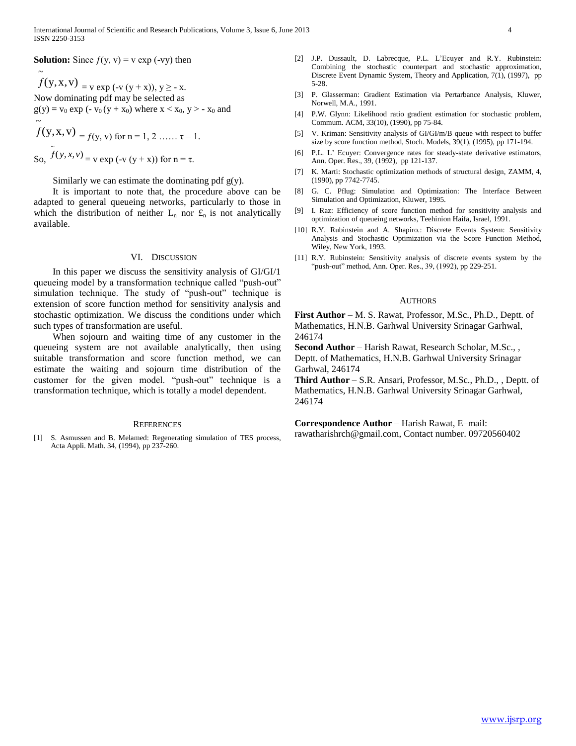**Solution:** Since $f(y, v) = v \exp(-vy)$ then

$$\tilde{f}(y, x, v) = v \exp(-v(y + x)), \; y \geq -x.$$

Now dominating pdf may be selected as

$g(y) = v_0 \exp(-v_0(y + x_0))$ where $x < x_0$, $y > -x_0$ and

$$\tilde{f}(y, x, v) = f(y, v) \text{ for } n = 1, 2 \ldots\ldots \tau - 1.$$

So, $\tilde{f}(y, x, v) = v \exp(-v(y + x))$ for $n = \tau$.

Similarly we can estimate the dominating pdf $g(y)$.

It is important to note that, the procedure above can be adapted to general queueing networks, particularly to those in which the distribution of neither $L_n$ nor $£_n$ is not analytically available.

## VI. Discussion

In this paper we discuss the sensitivity analysis of GI/GI/1 queueing model by a transformation technique called "push-out" simulation technique. The study of "push-out" technique is extension of score function method for sensitivity analysis and stochastic optimization. We discuss the conditions under which such types of transformation are useful.

When sojourn and waiting time of any customer in the queueing system are not available analytically, then using suitable transformation and score function method, we can estimate the waiting and sojourn time distribution of the customer for the given model. "push-out" technique is a transformation technique, which is totally a model dependent.

## References

[1] S. Asmussen and B. Melamed: Regenerating simulation of TES process, Acta Appli. Math. 34, (1994), pp 237-260.

[2] J.P. Dussault, D. Labrecque, P.L. L'Ecuyer and R.Y. Rubinstein: Combining the stochastic counterpart and stochastic approximation, Discrete Event Dynamic System, Theory and Application, 7(1), (1997), pp 5-28.

[3] P. Glasserman: Gradient Estimation via Pertarbance Analysis, Kluwer, Norwell, M.A., 1991.

[4] P.W. Glynn: Likelihood ratio gradient estimation for stochastic problem, Commum. ACM, 33(10), (1990), pp 75-84.

[5] V. Kriman: Sensitivity analysis of GI/GI/m/B queue with respect to buffer size by score function method, Stoch. Models, 39(1), (1995), pp 171-194.

[6] P.L. L' Ecuyer: Convergence rates for steady-state derivative estimators, Ann. Oper. Res., 39, (1992), pp 121-137.

[7] K. Marti: Stochastic optimization methods of structural design, ZAMM, 4, (1990), pp 7742-7745.

[8] G. C. Pflug: Simulation and Optimization: The Interface Between Simulation and Optimization, Kluwer, 1995.

[9] I. Raz: Efficiency of score function method for sensitivity analysis and optimization of queueing networks, Teehinion Haifa, Israel, 1991.

[10] R.Y. Rubinstein and A. Shapiro.: Discrete Events System: Sensitivity Analysis and Stochastic Optimization via the Score Function Method, Wiley, New York, 1993.

[11] R.Y. Rubinstein: Sensitivity analysis of discrete events system by the "push-out" method, Ann. Oper. Res., 39, (1992), pp 229-251.

## Authors

**First Author** – M. S. Rawat, Professor, M.Sc., Ph.D., Deptt. of Mathematics, H.N.B. Garhwal University Srinagar Garhwal, 246174

**Second Author** – Harish Rawat, Research Scholar, M.Sc., , Deptt. of Mathematics, H.N.B. Garhwal University Srinagar Garhwal, 246174

**Third Author** – S.R. Ansari, Professor, M.Sc., Ph.D., , Deptt. of Mathematics, H.N.B. Garhwal University Srinagar Garhwal, 246174

**Correspondence Author** – Harish Rawat, E–mail: rawatharishrch@gmail.com, Contact number. 09720560402